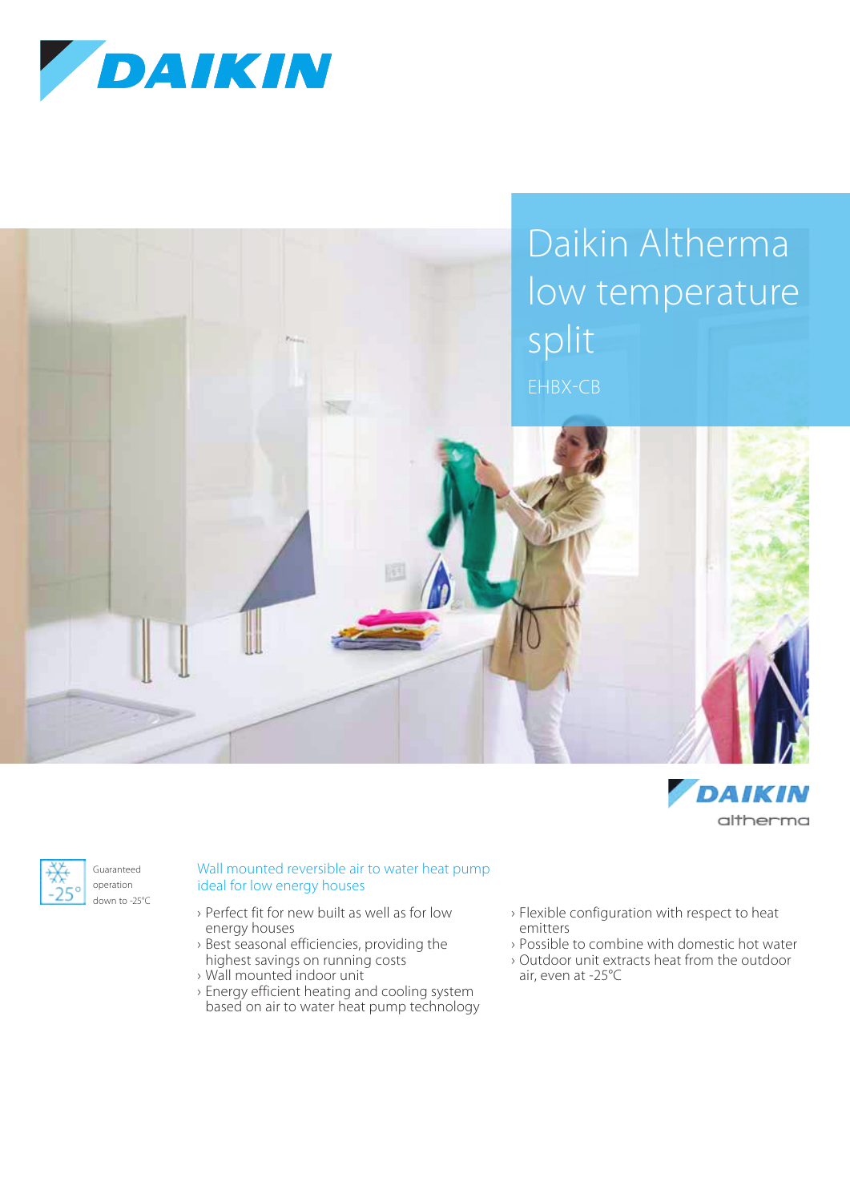# Daikin Altherma low temperature split

EHBX-CB

Guaranteed operation down to -25°C

## Wall mounted reversible air to water heat pump ideal for low energy houses

- Perfect fit for new built as well as for low energy houses
- Best seasonal efficiencies, providing the highest savings on running costs
- Wall mounted indoor unit
- Energy efficient heating and cooling system based on air to water heat pump technology
- Flexible configuration with respect to heat emitters
- Possible to combine with domestic hot water
- Outdoor unit extracts heat from the outdoor air, even at -25°C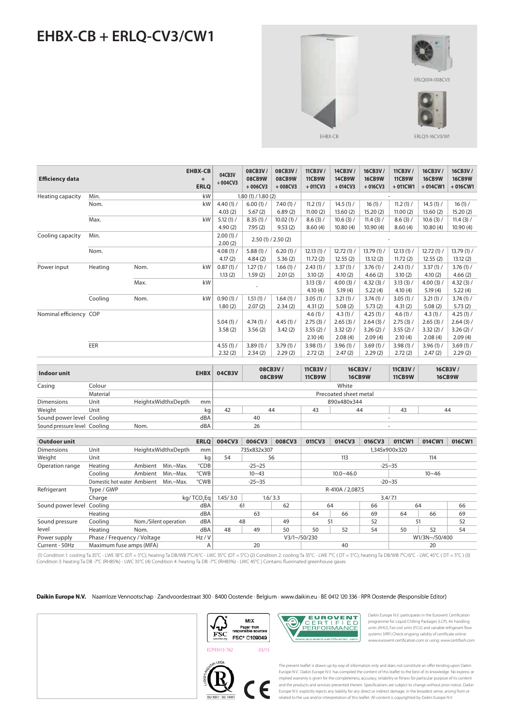# EHBX-CB + ERLQ-CV3/CW1

ERLQ004-008CV3

EHBX-CB

ERLQ11-16CV3/W1

| Efficiency data | | | EHBX-CB + ERLQ | 04CB3V +004CV3 | 08CB3V / 08CB9W +006CV3 | 08CB3V / 08CB9W +008CV3 | 11CB3V / 11CB9W +011CV3 | 14CB3V / 14CB9W +014CV3 | 16CB3V / 16CB9W +016CV3 | 11CB3V / 11CB9W +011CW1 | 16CB3V / 16CB9W +014CW1 | 16CB3V / 16CB9W +016CW1 |
|---|---|---|---|---|---|---|---|---|---|---|---|---|
| Heating capacity | Min. | | kW | 1.80 (1) / 1.80 (2) | | | - | | | | | |
| | Nom. | | kW | 4.40 (1) / 4.03 (2) | 6.00 (1) / 5.67 (2) | 7.40 (1) / 6.89 (2) | 11.2 (1) / 11.00 (2) | 14.5 (1) / 13.60 (2) | 16 (1) / 15.20 (2) | 11.2 (1) / 11.00 (2) | 14.5 (1) / 13.60 (2) | 16 (1) / 15.20 (2) |
| | Max. | | kW | 5.12 (1) / 4.90 (2) | 8.35 (1) / 7.95 (2) | 10.02 (1) / 9.53 (2) | 8.6 (3) / 8.60 (4) | 10.6 (3) / 10.80 (4) | 11.4 (3) / 10.90 (4) | 8.6 (3) / 8.60 (4) | 10.6 (3) / 10.80 (4) | 11.4 (3) / 10.90 (4) |
| Cooling capacity | Min. | | | 2.00 (1) / 2.00 (2) | 2.50 (1) / 2.50 (2) | | - | | | | | |
| | Nom. | | | 4.08 (1) / 4.17 (2) | 5.88 (1) / 4.84 (2) | 6.20 (1) / 5.36 (2) | 12.13 (1) / 11.72 (2) | 12.72 (1) / 12.55 (2) | 13.79 (1) / 13.12 (2) | 12.13 (1) / 11.72 (2) | 12.72 (1) / 12.55 (2) | 13.79 (1) / 13.12 (2) |
| Power input | Heating | Nom. | kW | 0.87 (1) / 1.13 (2) | 1.27 (1) / 1.59 (2) | 1.66 (1) / 2.01 (2) | 2.43 (1) / 3.10 (2) | 3.37 (1) / 4.10 (2) | 3.76 (1) / 4.66 (2) | 2.43 (1) / 3.10 (2) | 3.37 (1) / 4.10 (2) | 3.76 (1) / 4.66 (2) |
| | | Max. | kW | - | | | 3.13 (3) / 4.10 (4) | 4.00 (3) / 5.19 (4) | 4.32 (3) / 5.22 (4) | 3.13 (3) / 4.10 (4) | 4.00 (3) / 5.19 (4) | 4.32 (3) / 5.22 (4) |
| | Cooling | Nom. | kW | 0.90 (1) / 1.80 (2) | 1.51 (1) / 2.07 (2) | 1.64 (1) / 2.34 (2) | 3.05 (1) / 4.31 (2) | 3.21 (1) / 5.08 (2) | 3.74 (1) / 5.73 (2) | 3.05 (1) / 4.31 (2) | 3.21 (1) / 5.08 (2) | 3.74 (1) / 5.73 (2) |
| Nominal efficiency | COP | | | 5.04 (1) / 3.58 (2) | 4.74 (1) / 3.56 (2) | 4.45 (1) / 3.42 (2) | 4.6 (1) / 2.75 (3) / 3.55 (2) / 2.10 (4) | 4.3 (1) / 2.65 (3) / 3.32 (2) / 2.08 (4) | 4.25 (1) / 2.64 (3) / 3.26 (2) / 2.09 (4) | 4.6 (1) / 2.75 (3) / 3.55 (2) / 2.10 (4) | 4.3 (1) / 2.65 (3) / 3.32 (2) / 2.08 (4) | 4.25 (1) / 2.64 (3) / 3.26 (2) / 2.09 (4) |
| | EER | | | 4.55 (1) / 2.32 (2) | 3.89 (1) / 2.34 (2) | 3.79 (1) / 2.29 (2) | 3.98 (1) / 2.72 (2) | 3.96 (1) / 2.47 (2) | 3.69 (1) / 2.29 (2) | 3.98 (1) / 2.72 (2) | 3.96 (1) / 2.47 (2) | 3.69 (1) / 2.29 (2) |

| Indoor unit | | | EHBX | 04CB3V | 08CB3V / 08CB9W | | 11CB3V / 11CB9W | 16CB3V / 16CB9W | | 11CB3V / 11CB9W | 16CB3V / 16CB9W | |
|---|---|---|---|---|---|---|---|---|---|---|---|---|
| Casing | Colour | | | White | | | | | | | | |
| | Material | | | Precoated sheet metal | | | | | | | | |
| Dimensions | Unit | HeightxWidthxDepth | mm | 890x480x344 | | | | | | | | |
| Weight | Unit | | kg | 42 | 44 | | 43 | 44 | | 43 | 44 | |
| Sound power level | Cooling | | dBA | 40 | | | - | | | | | |
| Sound pressure level | Cooling | Nom. | dBA | 26 | | | - | | | | | |

| Outdoor unit | | | | ERLQ | 004CV3 | 006CV3 | 008CV3 | 011CV3 | 014CV3 | 016CV3 | 011CW1 | 014CW1 | 016CW1 |
|---|---|---|---|---|---|---|---|---|---|---|---|---|---|
| Dimensions | Unit | HeightxWidthxDepth | | mm | 735x832x307 | | | 1,345x900x320 | | | | | |
| Weight | Unit | | | kg | 54 | 56 | | 113 | | | 114 | | |
| Operation range | Heating | Ambient | Min.~Max. | °CDB | -25~25 | | | -25~35 | | | | | |
| | Cooling | Ambient | Min.~Max. | °CWB | 10~43 | | | 10.0~46.0 | | | 10~46 | | |
| | Domestic hot water | Ambient | Min.~Max. | °CWB | -25~35 | | | -20~35 | | | | | |
| Refrigerant | Type / GWP | | | | R-410A / 2,087.5 | | | | | | | | |
| | Charge | | | kg/ $TCO_2Eq$ | 1.45/ 3.0 | 1.6/ 3.3 | | 3.4/ 7.1 | | | | | |
| Sound power level | Cooling | | | dBA | 61 | | 62 | 64 | | 66 | 64 | | 66 |
| | Heating | | | dBA | 63 | | | 64 | 66 | 69 | 64 | 66 | 69 |
| Sound pressure level | Cooling | Nom./Silent operation | | dBA | 48 | | 49 | 51 | | 52 | 51 | | 52 |
| | Heating | Nom. | | dBA | 48 | 49 | 50 | 50 | 52 | 54 | 50 | 52 | 54 |
| Power supply | Phase / Frequency / Voltage | | | Hz / V | V3/1~/50/230 | | | | | | W1/3N~/50/400 | | |
| Current - 50Hz | Maximum fuse amps (MFA) | | | A | 20 | | | 40 | | | 20 | | |

(1) Condition 1: cooling Ta 35°C - LWE 18°C (DT = 5°C); heating Ta DB/WB 7°C/6°C - LWC 35°C (DT = 5°C) (2) Condition 2: cooling Ta 35°C - LWE 7°C ( DT = 5°C); heating Ta DB/WB 7°C/6°C - LWC 45°C ( DT = 5°C ) (3) Condition 3: heating Ta DB -7°C (RH85%) - LWC 35°C (4) Condition 4: heating Ta DB -7°C (RH85%) - LWC 45°C | Contains fluorinated greenhouse gases

**Daikin Europe N.V.** Naamloze Vennootschap · Zandvoordestraat 300 · 8400 Oostende · Belgium · www.daikin.eu · BE 0412 120 336 · RPR Oostende (Responsible Editor)

MIX Paper from responsible sources FSC® C109049

EUROVENT CERTIFIED PERFORMANCE www.eurovent-certification.com

Daikin Europe N.V. participates in the Eurovent Certification programme for Liquid Chilling Packages (LCP), Air handling units (AHU), Fan coil units (FCU) and variable refrigerant flow systems (VRF) Check ongoing validity of certificate online: www.eurovent-certification.com or using: www.certiflash.com

ECPEN15-762 03/15

ISO 9001 · ISO 14001

The present leaflet is drawn up by way of information only and does not constitute an offer binding upon Daikin Europe N.V.. Daikin Europe N.V. has compiled the content of this leaflet to the best of its knowledge. No express or implied warranty is given for the completeness, accuracy, reliability or fitness for particular purpose of its content and the products and services presented therein. Specifications are subject to change without prior notice. Daikin Europe N.V. explicitly rejects any liability for any direct or indirect damage, in the broadest sense, arising from or related to the use and/or interpretation of this leaflet. All content is copyrighted by Daikin Europe N.V.